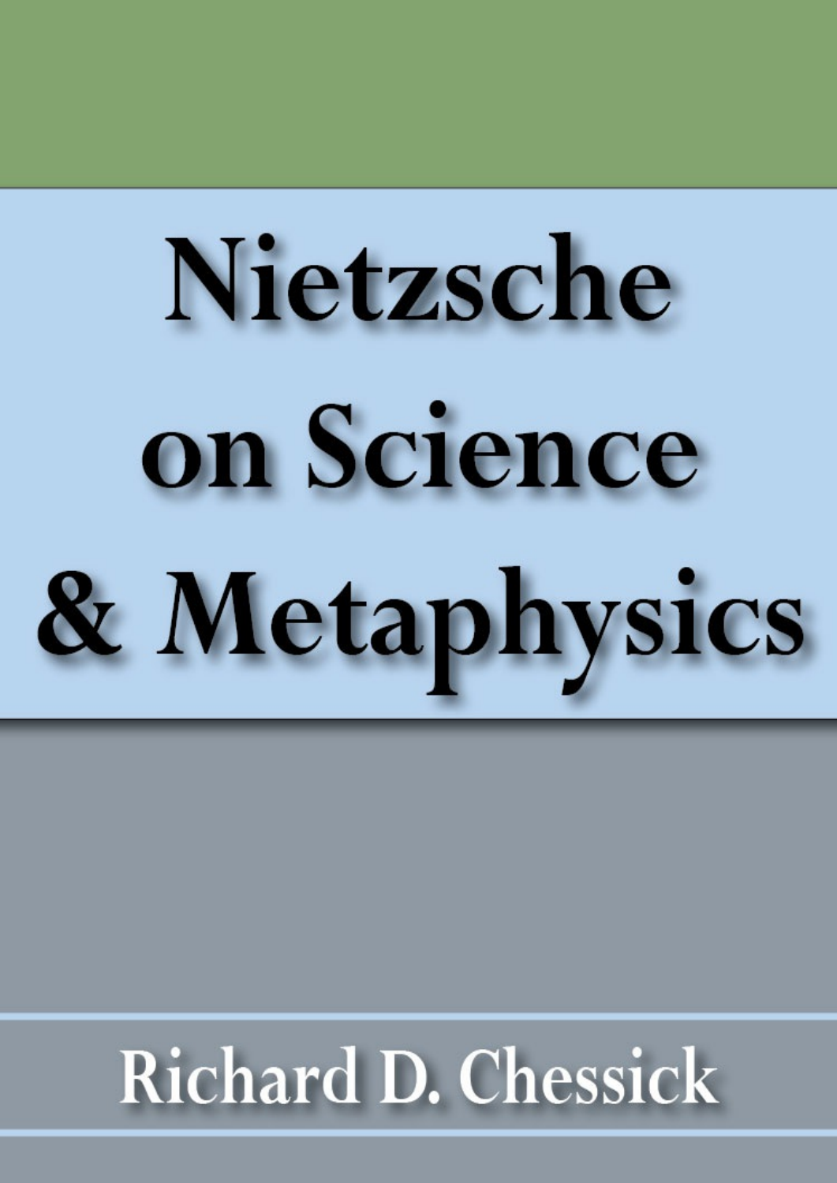# Nietzsche on Science & Metaphysics

Richard D. Chessick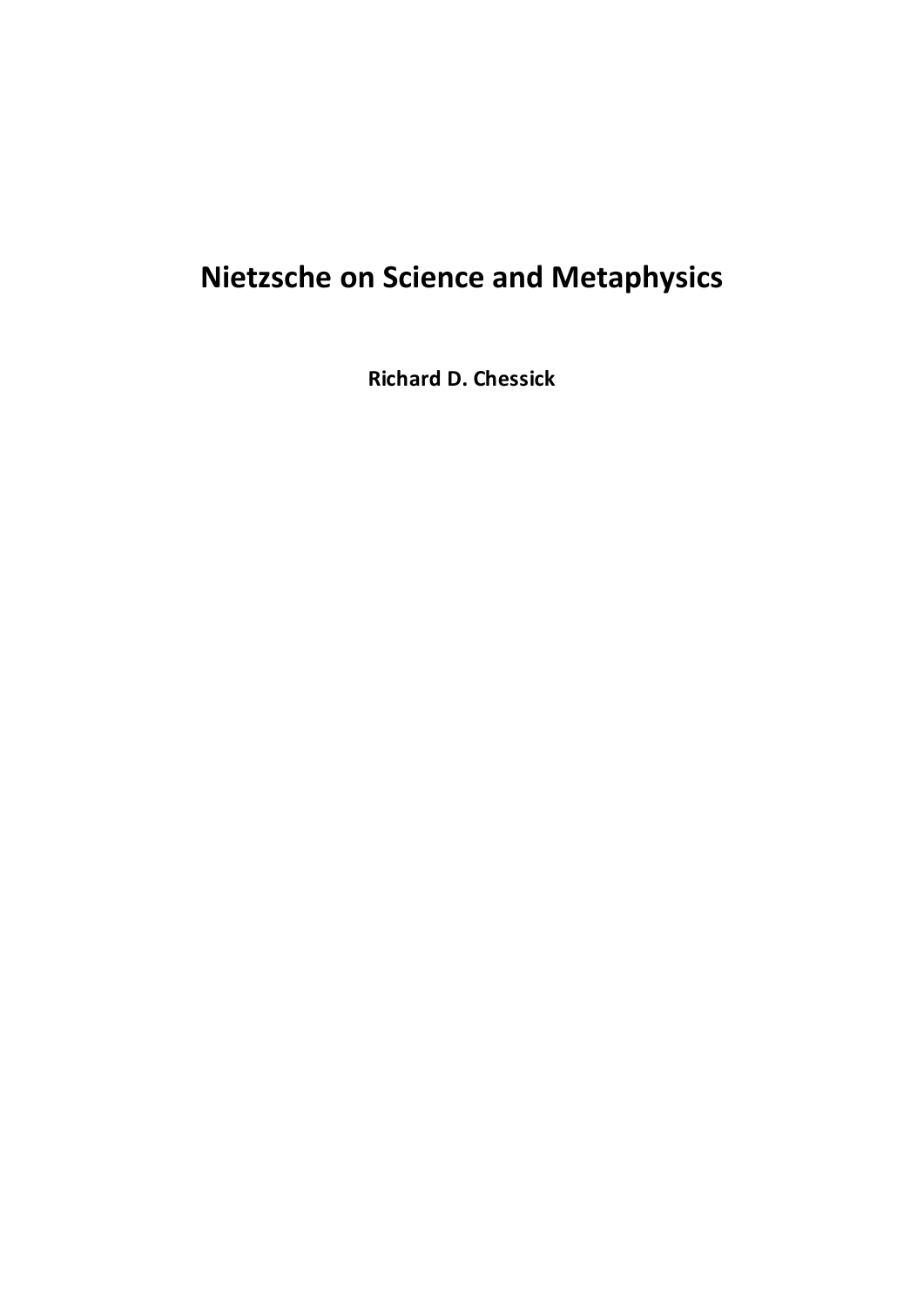# Nietzsche on Science and Metaphysics

**Richard D. Chessick**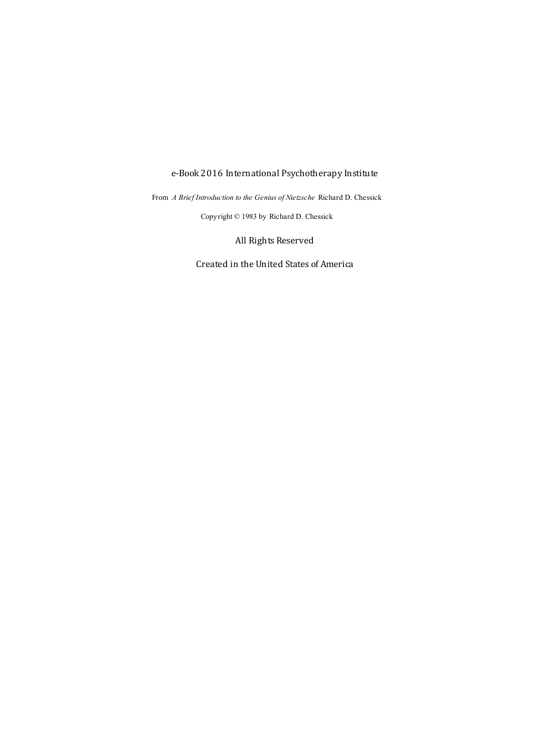e-Book 2016 International Psychotherapy Institute

From *A Brief Introduction to the Genius of Nietzsche* Richard D. Chessick

Copyright © 1983 by Richard D. Chessick

All Rights Reserved

Created in the United States of America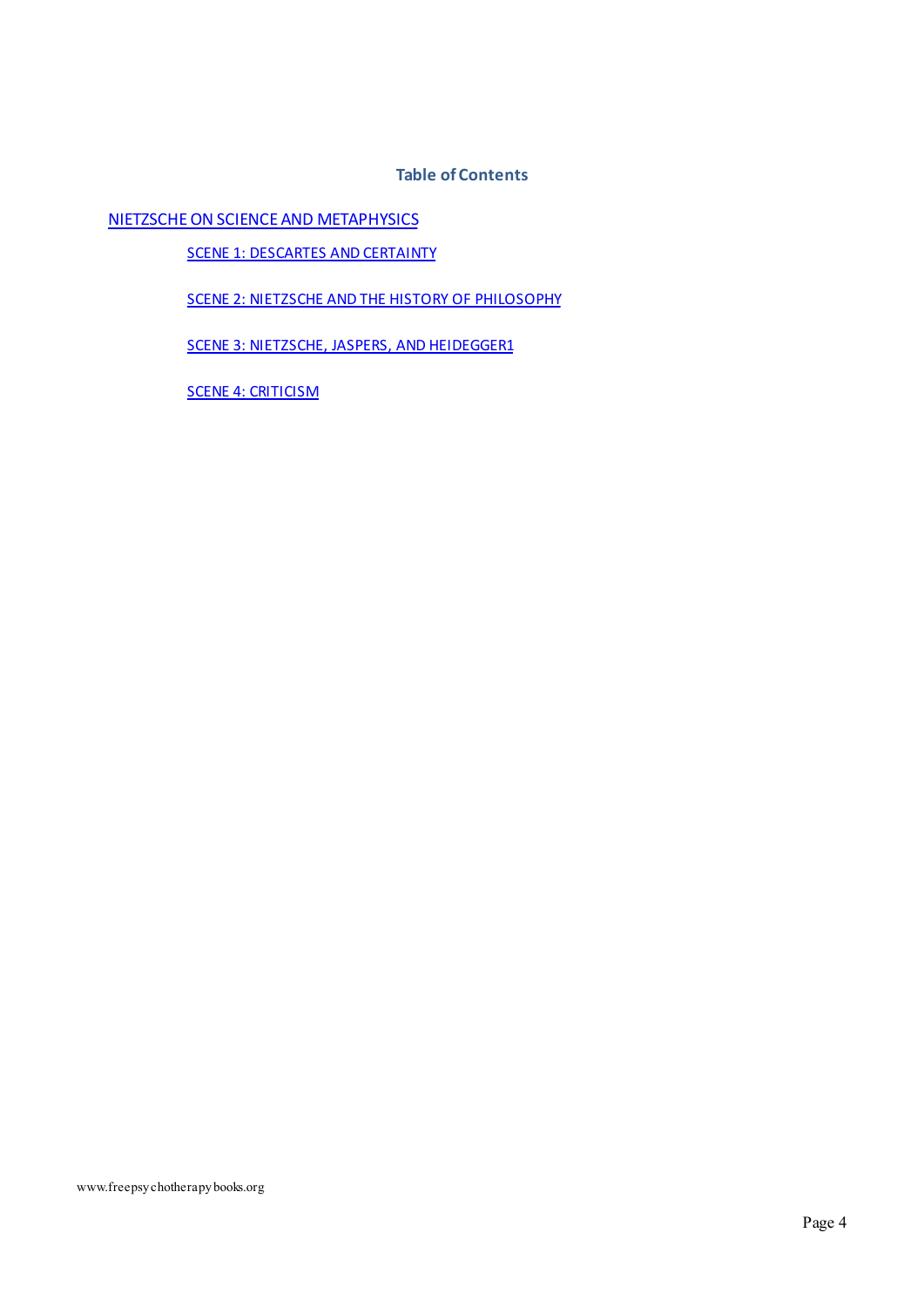## Table of Contents

[NIETZSCHE ON SCIENCE AND METAPHYSICS]

- [SCENE 1: DESCARTES AND CERTAINTY]
- [SCENE 2: NIETZSCHE AND THE HISTORY OF PHILOSOPHY]
- [SCENE 3: NIETZSCHE, JASPERS, AND HEIDEGGER1]
- [SCENE 4: CRITICISM]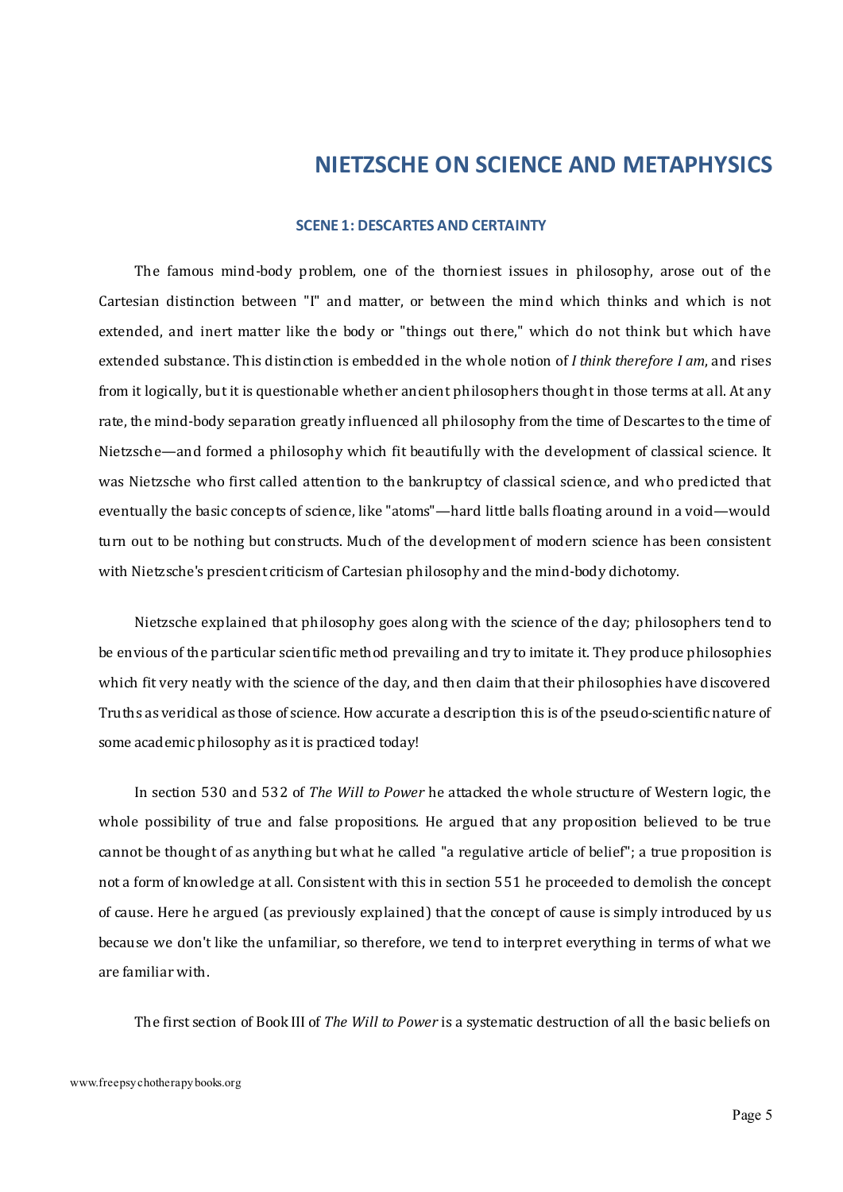# NIETZSCHE ON SCIENCE AND METAPHYSICS

### SCENE 1: DESCARTES AND CERTAINTY

The famous mind-body problem, one of the thorniest issues in philosophy, arose out of the Cartesian distinction between "I" and matter, or between the mind which thinks and which is not extended, and inert matter like the body or "things out there," which do not think but which have extended substance. This distinction is embedded in the whole notion of *I think therefore I am*, and rises from it logically, but it is questionable whether ancient philosophers thought in those terms at all. At any rate, the mind-body separation greatly influenced all philosophy from the time of Descartes to the time of Nietzsche—and formed a philosophy which fit beautifully with the development of classical science. It was Nietzsche who first called attention to the bankruptcy of classical science, and who predicted that eventually the basic concepts of science, like "atoms"—hard little balls floating around in a void—would turn out to be nothing but constructs. Much of the development of modern science has been consistent with Nietzsche's prescient criticism of Cartesian philosophy and the mind-body dichotomy.

Nietzsche explained that philosophy goes along with the science of the day; philosophers tend to be envious of the particular scientific method prevailing and try to imitate it. They produce philosophies which fit very neatly with the science of the day, and then claim that their philosophies have discovered Truths as veridical as those of science. How accurate a description this is of the pseudo-scientific nature of some academic philosophy as it is practiced today!

In section 530 and 532 of *The Will to Power* he attacked the whole structure of Western logic, the whole possibility of true and false propositions. He argued that any proposition believed to be true cannot be thought of as anything but what he called "a regulative article of belief"; a true proposition is not a form of knowledge at all. Consistent with this in section 551 he proceeded to demolish the concept of cause. Here he argued (as previously explained) that the concept of cause is simply introduced by us because we don't like the unfamiliar, so therefore, we tend to interpret everything in terms of what we are familiar with.

The first section of Book III of *The Will to Power* is a systematic destruction of all the basic beliefs on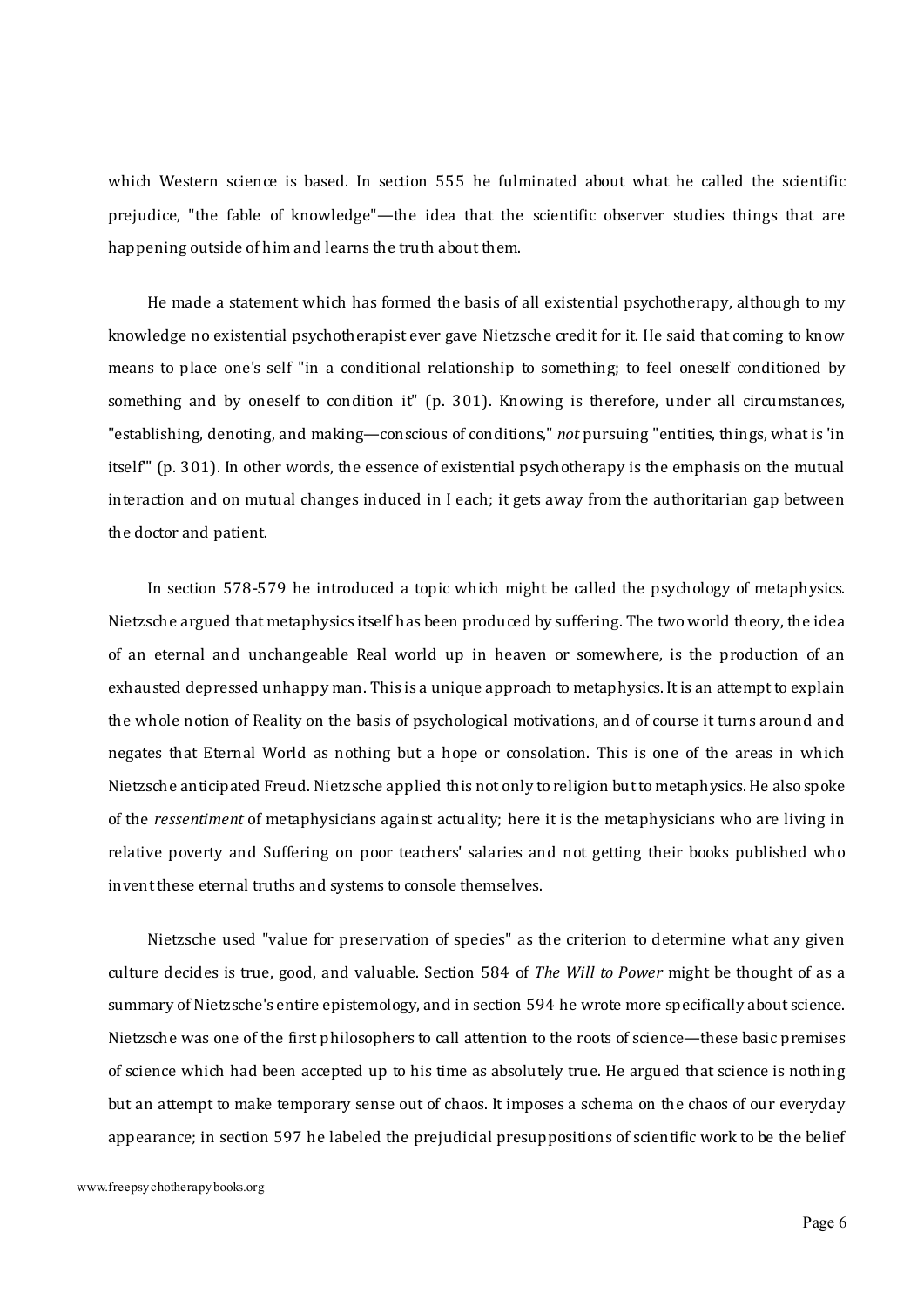which Western science is based. In section 555 he fulminated about what he called the scientific prejudice, "the fable of knowledge"—the idea that the scientific observer studies things that are happening outside of him and learns the truth about them.

He made a statement which has formed the basis of all existential psychotherapy, although to my knowledge no existential psychotherapist ever gave Nietzsche credit for it. He said that coming to know means to place one's self "in a conditional relationship to something; to feel oneself conditioned by something and by oneself to condition it" (p. 301). Knowing is therefore, under all circumstances, "establishing, denoting, and making—conscious of conditions," *not* pursuing "entities, things, what is 'in itself'" (p. 301). In other words, the essence of existential psychotherapy is the emphasis on the mutual interaction and on mutual changes induced in I each; it gets away from the authoritarian gap between the doctor and patient.

In section 578-579 he introduced a topic which might be called the psychology of metaphysics. Nietzsche argued that metaphysics itself has been produced by suffering. The two world theory, the idea of an eternal and unchangeable Real world up in heaven or somewhere, is the production of an exhausted depressed unhappy man. This is a unique approach to metaphysics. It is an attempt to explain the whole notion of Reality on the basis of psychological motivations, and of course it turns around and negates that Eternal World as nothing but a hope or consolation. This is one of the areas in which Nietzsche anticipated Freud. Nietzsche applied this not only to religion but to metaphysics. He also spoke of the *ressentiment* of metaphysicians against actuality; here it is the metaphysicians who are living in relative poverty and Suffering on poor teachers' salaries and not getting their books published who invent these eternal truths and systems to console themselves.

Nietzsche used "value for preservation of species" as the criterion to determine what any given culture decides is true, good, and valuable. Section 584 of *The Will to Power* might be thought of as a summary of Nietzsche's entire epistemology, and in section 594 he wrote more specifically about science. Nietzsche was one of the first philosophers to call attention to the roots of science—these basic premises of science which had been accepted up to his time as absolutely true. He argued that science is nothing but an attempt to make temporary sense out of chaos. It imposes a schema on the chaos of our everyday appearance; in section 597 he labeled the prejudicial presuppositions of scientific work to be the belief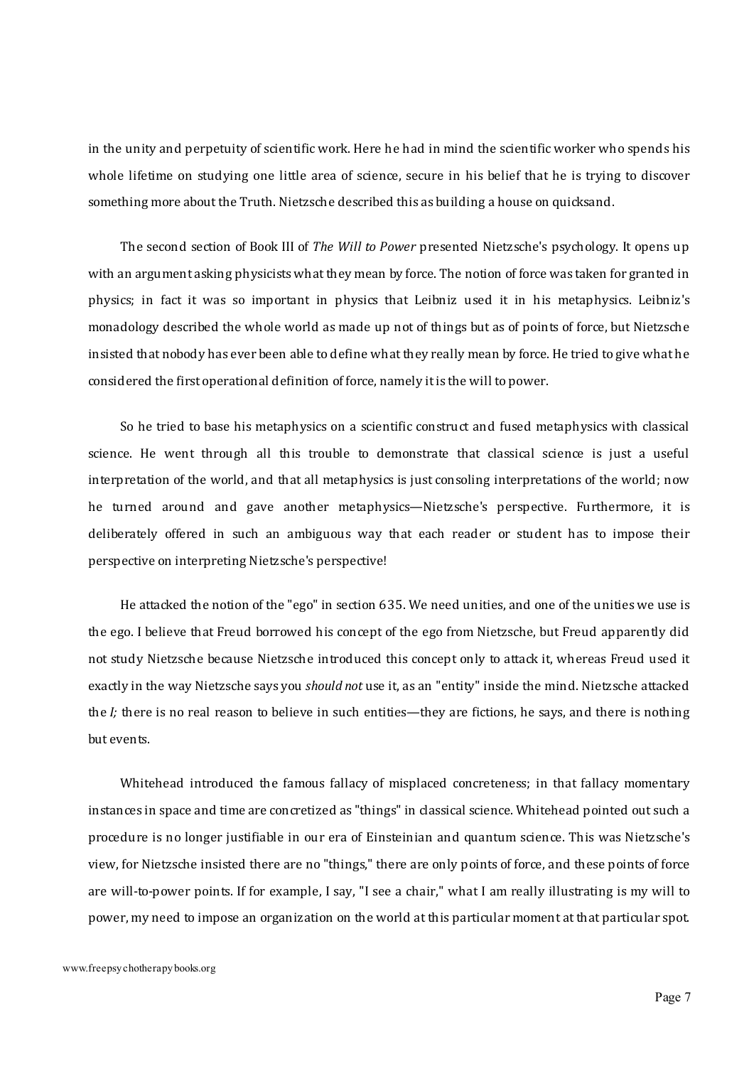in the unity and perpetuity of scientific work. Here he had in mind the scientific worker who spends his whole lifetime on studying one little area of science, secure in his belief that he is trying to discover something more about the Truth. Nietzsche described this as building a house on quicksand.

The second section of Book III of *The Will to Power* presented Nietzsche's psychology. It opens up with an argument asking physicists what they mean by force. The notion of force was taken for granted in physics; in fact it was so important in physics that Leibniz used it in his metaphysics. Leibniz's monadology described the whole world as made up not of things but as of points of force, but Nietzsche insisted that nobody has ever been able to define what they really mean by force. He tried to give what he considered the first operational definition of force, namely it is the will to power.

So he tried to base his metaphysics on a scientific construct and fused metaphysics with classical science. He went through all this trouble to demonstrate that classical science is just a useful interpretation of the world, and that all metaphysics is just consoling interpretations of the world; now he turned around and gave another metaphysics—Nietzsche's perspective. Furthermore, it is deliberately offered in such an ambiguous way that each reader or student has to impose their perspective on interpreting Nietzsche's perspective!

He attacked the notion of the "ego" in section 635. We need unities, and one of the unities we use is the ego. I believe that Freud borrowed his concept of the ego from Nietzsche, but Freud apparently did not study Nietzsche because Nietzsche introduced this concept only to attack it, whereas Freud used it exactly in the way Nietzsche says you *should not* use it, as an "entity" inside the mind. Nietzsche attacked the *I;* there is no real reason to believe in such entities—they are fictions, he says, and there is nothing but events.

Whitehead introduced the famous fallacy of misplaced concreteness; in that fallacy momentary instances in space and time are concretized as "things" in classical science. Whitehead pointed out such a procedure is no longer justifiable in our era of Einsteinian and quantum science. This was Nietzsche's view, for Nietzsche insisted there are no "things," there are only points of force, and these points of force are will-to-power points. If for example, I say, "I see a chair," what I am really illustrating is my will to power, my need to impose an organization on the world at this particular moment at that particular spot.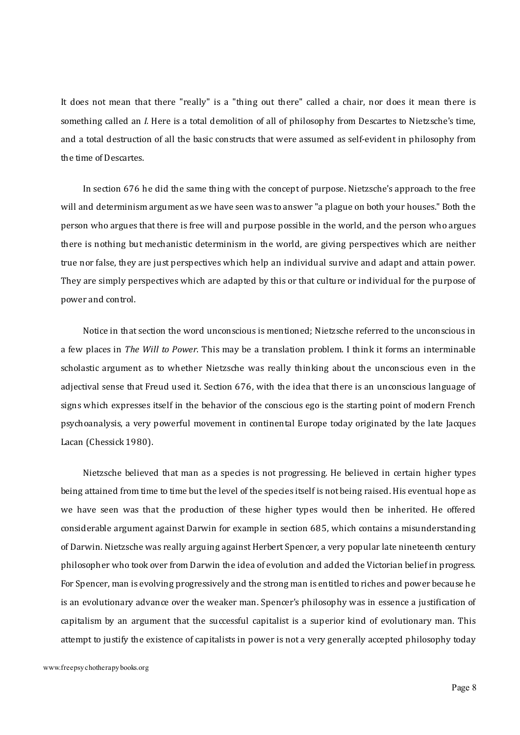It does not mean that there "really" is a "thing out there" called a chair, nor does it mean there is something called an *I*. Here is a total demolition of all of philosophy from Descartes to Nietzsche's time, and a total destruction of all the basic constructs that were assumed as self-evident in philosophy from the time of Descartes.

In section 676 he did the same thing with the concept of purpose. Nietzsche's approach to the free will and determinism argument as we have seen was to answer "a plague on both your houses." Both the person who argues that there is free will and purpose possible in the world, and the person who argues there is nothing but mechanistic determinism in the world, are giving perspectives which are neither true nor false, they are just perspectives which help an individual survive and adapt and attain power. They are simply perspectives which are adapted by this or that culture or individual for the purpose of power and control.

Notice in that section the word unconscious is mentioned; Nietzsche referred to the unconscious in a few places in *The Will to Power*. This may be a translation problem. I think it forms an interminable scholastic argument as to whether Nietzsche was really thinking about the unconscious even in the adjectival sense that Freud used it. Section 676, with the idea that there is an unconscious language of signs which expresses itself in the behavior of the conscious ego is the starting point of modern French psychoanalysis, a very powerful movement in continental Europe today originated by the late Jacques Lacan (Chessick 1980).

Nietzsche believed that man as a species is not progressing. He believed in certain higher types being attained from time to time but the level of the species itself is not being raised. His eventual hope as we have seen was that the production of these higher types would then be inherited. He offered considerable argument against Darwin for example in section 685, which contains a misunderstanding of Darwin. Nietzsche was really arguing against Herbert Spencer, a very popular late nineteenth century philosopher who took over from Darwin the idea of evolution and added the Victorian belief in progress. For Spencer, man is evolving progressively and the strong man is entitled to riches and power because he is an evolutionary advance over the weaker man. Spencer's philosophy was in essence a justification of capitalism by an argument that the successful capitalist is a superior kind of evolutionary man. This attempt to justify the existence of capitalists in power is not a very generally accepted philosophy today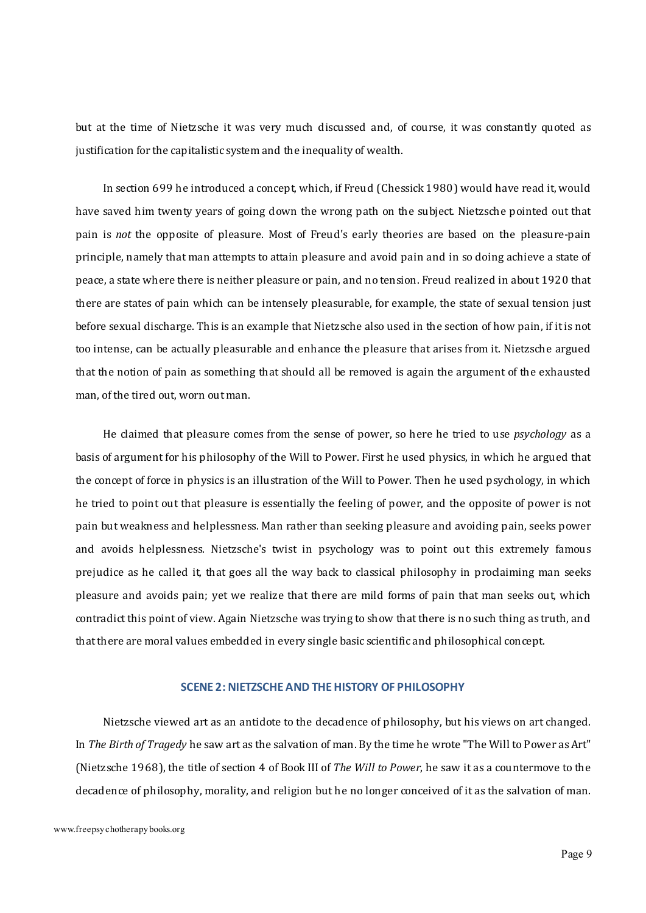but at the time of Nietzsche it was very much discussed and, of course, it was constantly quoted as justification for the capitalistic system and the inequality of wealth.

In section 699 he introduced a concept, which, if Freud (Chessick 1980) would have read it, would have saved him twenty years of going down the wrong path on the subject. Nietzsche pointed out that pain is *not* the opposite of pleasure. Most of Freud's early theories are based on the pleasure-pain principle, namely that man attempts to attain pleasure and avoid pain and in so doing achieve a state of peace, a state where there is neither pleasure or pain, and no tension. Freud realized in about 1920 that there are states of pain which can be intensely pleasurable, for example, the state of sexual tension just before sexual discharge. This is an example that Nietzsche also used in the section of how pain, if it is not too intense, can be actually pleasurable and enhance the pleasure that arises from it. Nietzsche argued that the notion of pain as something that should all be removed is again the argument of the exhausted man, of the tired out, worn out man.

He claimed that pleasure comes from the sense of power, so here he tried to use *psychology* as a basis of argument for his philosophy of the Will to Power. First he used physics, in which he argued that the concept of force in physics is an illustration of the Will to Power. Then he used psychology, in which he tried to point out that pleasure is essentially the feeling of power, and the opposite of power is not pain but weakness and helplessness. Man rather than seeking pleasure and avoiding pain, seeks power and avoids helplessness. Nietzsche's twist in psychology was to point out this extremely famous prejudice as he called it, that goes all the way back to classical philosophy in proclaiming man seeks pleasure and avoids pain; yet we realize that there are mild forms of pain that man seeks out, which contradict this point of view. Again Nietzsche was trying to show that there is no such thing as truth, and that there are moral values embedded in every single basic scientific and philosophical concept.

## SCENE 2: NIETZSCHE AND THE HISTORY OF PHILOSOPHY

Nietzsche viewed art as an antidote to the decadence of philosophy, but his views on art changed. In *The Birth of Tragedy* he saw art as the salvation of man. By the time he wrote "The Will to Power as Art" (Nietzsche 1968), the title of section 4 of Book III of *The Will to Power*, he saw it as a countermove to the decadence of philosophy, morality, and religion but he no longer conceived of it as the salvation of man.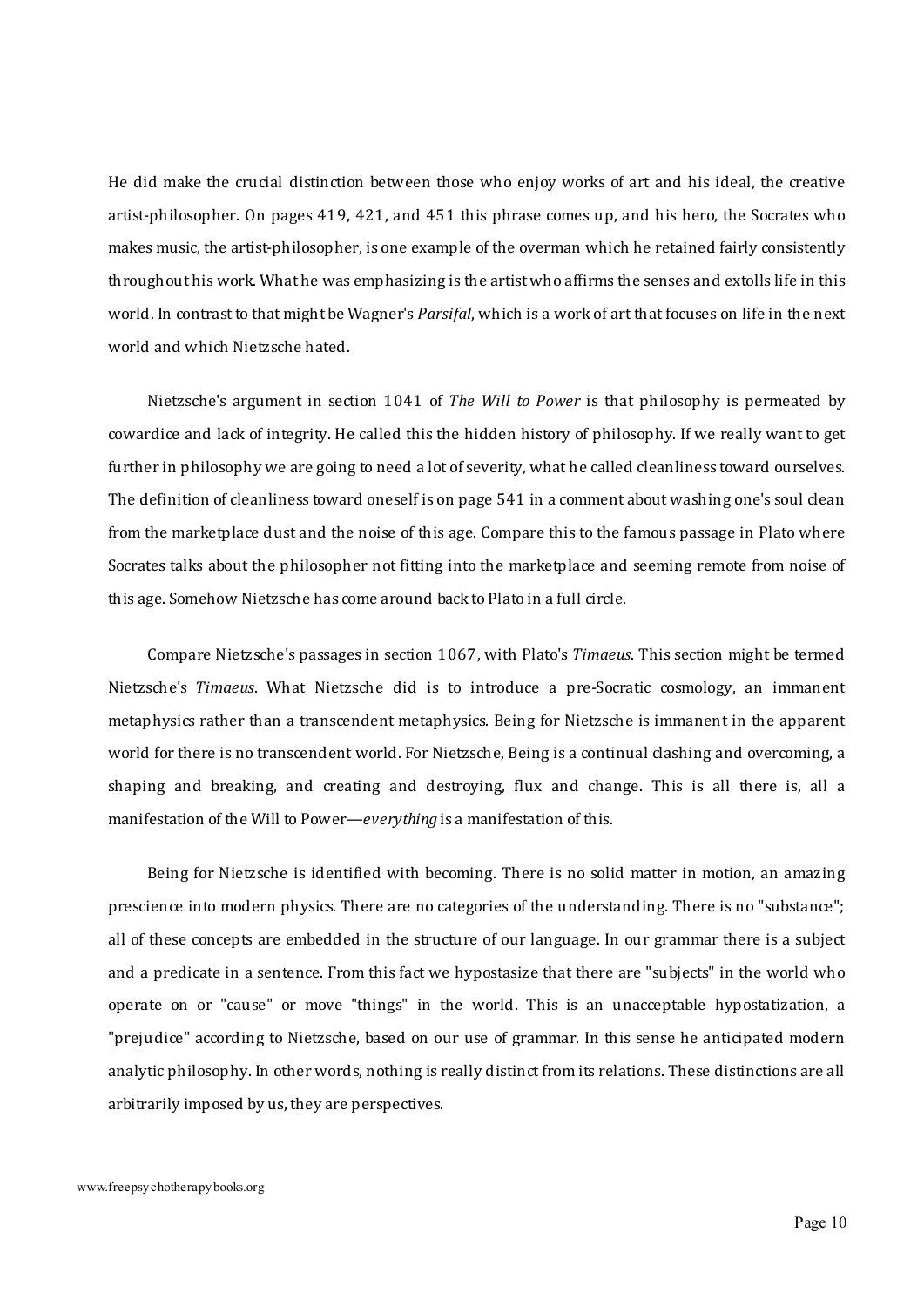He did make the crucial distinction between those who enjoy works of art and his ideal, the creative artist-philosopher. On pages 419, 421, and 451 this phrase comes up, and his hero, the Socrates who makes music, the artist-philosopher, is one example of the overman which he retained fairly consistently throughout his work. What he was emphasizing is the artist who affirms the senses and extolls life in this world. In contrast to that might be Wagner's *Parsifal*, which is a work of art that focuses on life in the next world and which Nietzsche hated.

Nietzsche's argument in section 1041 of *The Will to Power* is that philosophy is permeated by cowardice and lack of integrity. He called this the hidden history of philosophy. If we really want to get further in philosophy we are going to need a lot of severity, what he called cleanliness toward ourselves. The definition of cleanliness toward oneself is on page 541 in a comment about washing one's soul clean from the marketplace dust and the noise of this age. Compare this to the famous passage in Plato where Socrates talks about the philosopher not fitting into the marketplace and seeming remote from noise of this age. Somehow Nietzsche has come around back to Plato in a full circle.

Compare Nietzsche's passages in section 1067, with Plato's *Timaeus*. This section might be termed Nietzsche's *Timaeus*. What Nietzsche did is to introduce a pre-Socratic cosmology, an immanent metaphysics rather than a transcendent metaphysics. Being for Nietzsche is immanent in the apparent world for there is no transcendent world. For Nietzsche, Being is a continual clashing and overcoming, a shaping and breaking, and creating and destroying, flux and change. This is all there is, all a manifestation of the Will to Power—*everything* is a manifestation of this.

Being for Nietzsche is identified with becoming. There is no solid matter in motion, an amazing prescience into modern physics. There are no categories of the understanding. There is no "substance"; all of these concepts are embedded in the structure of our language. In our grammar there is a subject and a predicate in a sentence. From this fact we hypostasize that there are "subjects" in the world who operate on or "cause" or move "things" in the world. This is an unacceptable hypostatization, a "prejudice" according to Nietzsche, based on our use of grammar. In this sense he anticipated modern analytic philosophy. In other words, nothing is really distinct from its relations. These distinctions are all arbitrarily imposed by us, they are perspectives.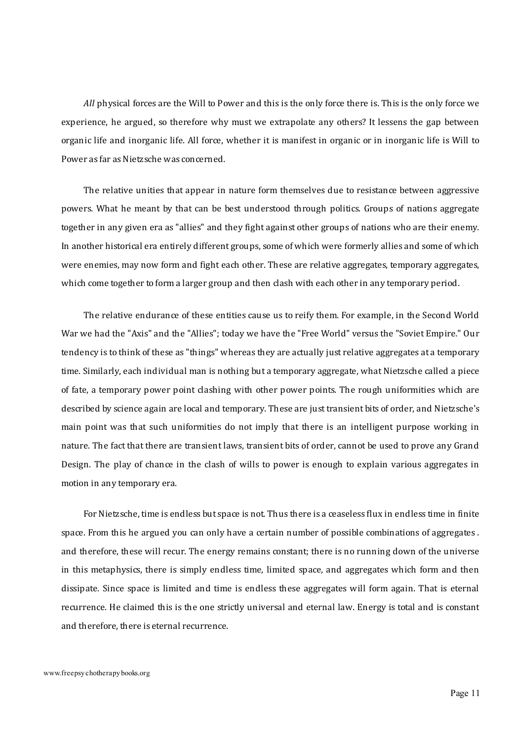*All* physical forces are the Will to Power and this is the only force there is. This is the only force we experience, he argued, so therefore why must we extrapolate any others? It lessens the gap between organic life and inorganic life. All force, whether it is manifest in organic or in inorganic life is Will to Power as far as Nietzsche was concerned.

The relative unities that appear in nature form themselves due to resistance between aggressive powers. What he meant by that can be best understood through politics. Groups of nations aggregate together in any given era as "allies" and they fight against other groups of nations who are their enemy. In another historical era entirely different groups, some of which were formerly allies and some of which were enemies, may now form and fight each other. These are relative aggregates, temporary aggregates, which come together to form a larger group and then clash with each other in any temporary period.

The relative endurance of these entities cause us to reify them. For example, in the Second World War we had the "Axis" and the "Allies"; today we have the "Free World" versus the "Soviet Empire." Our tendency is to think of these as "things" whereas they are actually just relative aggregates at a temporary time. Similarly, each individual man is nothing but a temporary aggregate, what Nietzsche called a piece of fate, a temporary power point clashing with other power points. The rough uniformities which are described by science again are local and temporary. These are just transient bits of order, and Nietzsche's main point was that such uniformities do not imply that there is an intelligent purpose working in nature. The fact that there are transient laws, transient bits of order, cannot be used to prove any Grand Design. The play of chance in the clash of wills to power is enough to explain various aggregates in motion in any temporary era.

For Nietzsche, time is endless but space is not. Thus there is a ceaseless flux in endless time in finite space. From this he argued you can only have a certain number of possible combinations of aggregates . and therefore, these will recur. The energy remains constant; there is no running down of the universe in this metaphysics, there is simply endless time, limited space, and aggregates which form and then dissipate. Since space is limited and time is endless these aggregates will form again. That is eternal recurrence. He claimed this is the one strictly universal and eternal law. Energy is total and is constant and therefore, there is eternal recurrence.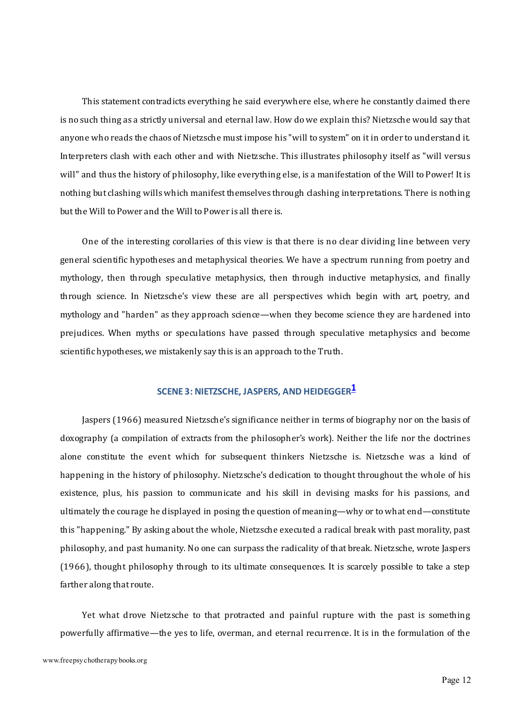This statement contradicts everything he said everywhere else, where he constantly claimed there is no such thing as a strictly universal and eternal law. How do we explain this? Nietzsche would say that anyone who reads the chaos of Nietzsche must impose his "will to system" on it in order to understand it. Interpreters clash with each other and with Nietzsche. This illustrates philosophy itself as "will versus will" and thus the history of philosophy, like everything else, is a manifestation of the Will to Power! It is nothing but clashing wills which manifest themselves through clashing interpretations. There is nothing but the Will to Power and the Will to Power is all there is.

One of the interesting corollaries of this view is that there is no clear dividing line between very general scientific hypotheses and metaphysical theories. We have a spectrum running from poetry and mythology, then through speculative metaphysics, then through inductive metaphysics, and finally through science. In Nietzsche's view these are all perspectives which begin with art, poetry, and mythology and "harden" as they approach science—when they become science they are hardened into prejudices. When myths or speculations have passed through speculative metaphysics and become scientific hypotheses, we mistakenly say this is an approach to the Truth.

## SCENE 3: NIETZSCHE, JASPERS, AND HEIDEGGER[1]

Jaspers (1966) measured Nietzsche's significance neither in terms of biography nor on the basis of doxography (a compilation of extracts from the philosopher's work). Neither the life nor the doctrines alone constitute the event which for subsequent thinkers Nietzsche is. Nietzsche was a kind of happening in the history of philosophy. Nietzsche's dedication to thought throughout the whole of his existence, plus, his passion to communicate and his skill in devising masks for his passions, and ultimately the courage he displayed in posing the question of meaning—why or to what end—constitute this "happening." By asking about the whole, Nietzsche executed a radical break with past morality, past philosophy, and past humanity. No one can surpass the radicality of that break. Nietzsche, wrote Jaspers (1966), thought philosophy through to its ultimate consequences. It is scarcely possible to take a step farther along that route.

Yet what drove Nietzsche to that protracted and painful rupture with the past is something powerfully affirmative—the yes to life, overman, and eternal recurrence. It is in the formulation of the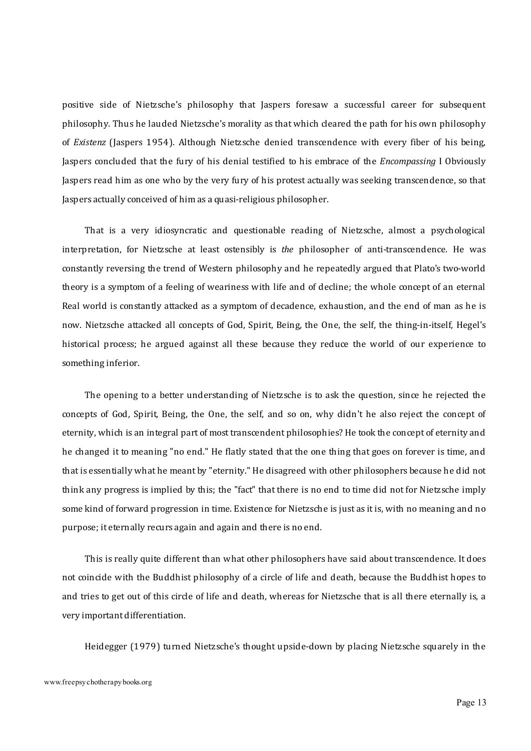positive side of Nietzsche's philosophy that Jaspers foresaw a successful career for subsequent philosophy. Thus he lauded Nietzsche's morality as that which cleared the path for his own philosophy of *Existenz* (Jaspers 1954). Although Nietzsche denied transcendence with every fiber of his being, Jaspers concluded that the fury of his denial testified to his embrace of the *Encompassing* I Obviously Jaspers read him as one who by the very fury of his protest actually was seeking transcendence, so that Jaspers actually conceived of him as a quasi-religious philosopher.

That is a very idiosyncratic and questionable reading of Nietzsche, almost a psychological interpretation, for Nietzsche at least ostensibly is *the* philosopher of anti-transcendence. He was constantly reversing the trend of Western philosophy and he repeatedly argued that Plato's two-world theory is a symptom of a feeling of weariness with life and of decline; the whole concept of an eternal Real world is constantly attacked as a symptom of decadence, exhaustion, and the end of man as he is now. Nietzsche attacked all concepts of God, Spirit, Being, the One, the self, the thing-in-itself, Hegel's historical process; he argued against all these because they reduce the world of our experience to something inferior.

The opening to a better understanding of Nietzsche is to ask the question, since he rejected the concepts of God, Spirit, Being, the One, the self, and so on, why didn't he also reject the concept of eternity, which is an integral part of most transcendent philosophies? He took the concept of eternity and he changed it to meaning "no end." He flatly stated that the one thing that goes on forever is time, and that is essentially what he meant by "eternity." He disagreed with other philosophers because he did not think any progress is implied by this; the "fact" that there is no end to time did not for Nietzsche imply some kind of forward progression in time. Existence for Nietzsche is just as it is, with no meaning and no purpose; it eternally recurs again and again and there is no end.

This is really quite different than what other philosophers have said about transcendence. It does not coincide with the Buddhist philosophy of a circle of life and death, because the Buddhist hopes to and tries to get out of this circle of life and death, whereas for Nietzsche that is all there eternally is, a very important differentiation.

Heidegger (1979) turned Nietzsche's thought upside-down by placing Nietzsche squarely in the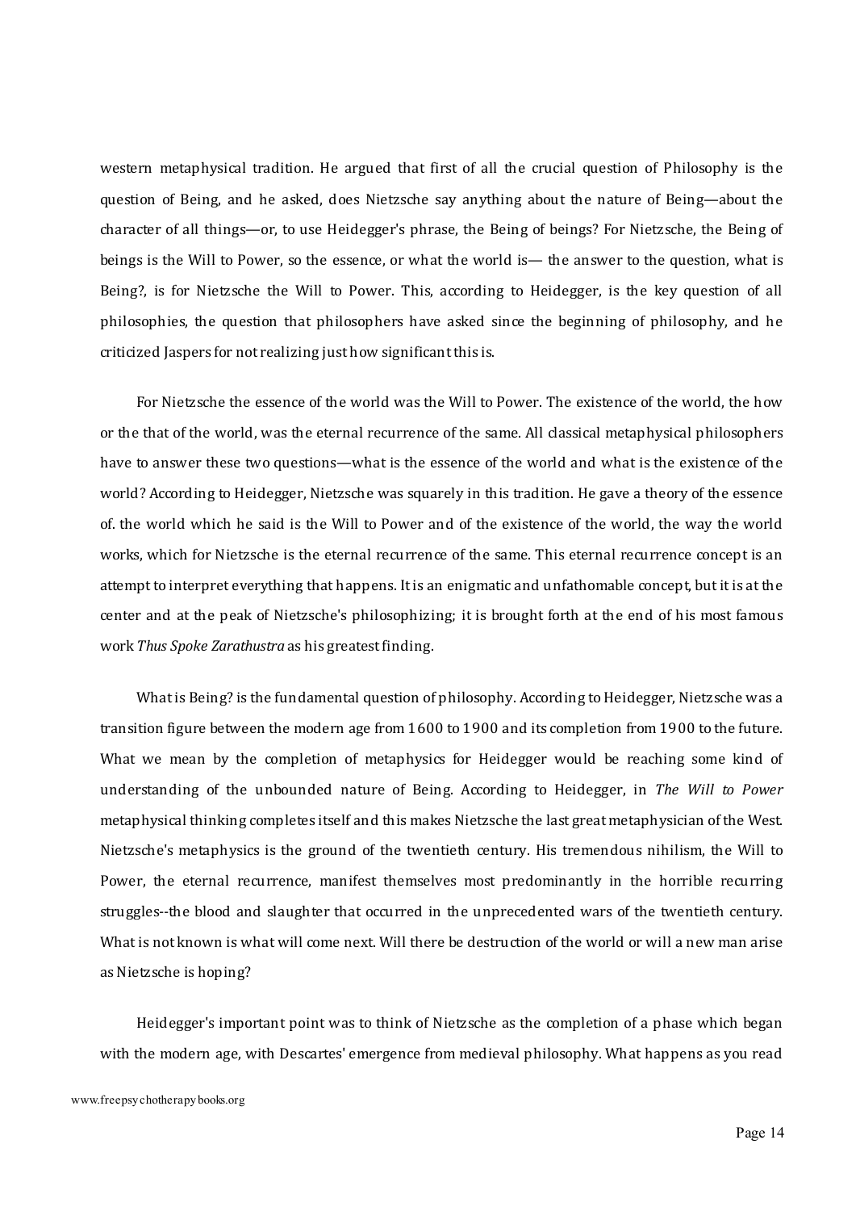western metaphysical tradition. He argued that first of all the crucial question of Philosophy is the question of Being, and he asked, does Nietzsche say anything about the nature of Being—about the character of all things—or, to use Heidegger's phrase, the Being of beings? For Nietzsche, the Being of beings is the Will to Power, so the essence, or what the world is— the answer to the question, what is Being?, is for Nietzsche the Will to Power. This, according to Heidegger, is the key question of all philosophies, the question that philosophers have asked since the beginning of philosophy, and he criticized Jaspers for not realizing just how significant this is.

For Nietzsche the essence of the world was the Will to Power. The existence of the world, the how or the that of the world, was the eternal recurrence of the same. All classical metaphysical philosophers have to answer these two questions—what is the essence of the world and what is the existence of the world? According to Heidegger, Nietzsche was squarely in this tradition. He gave a theory of the essence of. the world which he said is the Will to Power and of the existence of the world, the way the world works, which for Nietzsche is the eternal recurrence of the same. This eternal recurrence concept is an attempt to interpret everything that happens. It is an enigmatic and unfathomable concept, but it is at the center and at the peak of Nietzsche's philosophizing; it is brought forth at the end of his most famous work *Thus Spoke Zarathustra* as his greatest finding.

What is Being? is the fundamental question of philosophy. According to Heidegger, Nietzsche was a transition figure between the modern age from 1600 to 1900 and its completion from 1900 to the future. What we mean by the completion of metaphysics for Heidegger would be reaching some kind of understanding of the unbounded nature of Being. According to Heidegger, in *The Will to Power* metaphysical thinking completes itself and this makes Nietzsche the last great metaphysician of the West. Nietzsche's metaphysics is the ground of the twentieth century. His tremendous nihilism, the Will to Power, the eternal recurrence, manifest themselves most predominantly in the horrible recurring struggles--the blood and slaughter that occurred in the unprecedented wars of the twentieth century. What is not known is what will come next. Will there be destruction of the world or will a new man arise as Nietzsche is hoping?

Heidegger's important point was to think of Nietzsche as the completion of a phase which began with the modern age, with Descartes' emergence from medieval philosophy. What happens as you read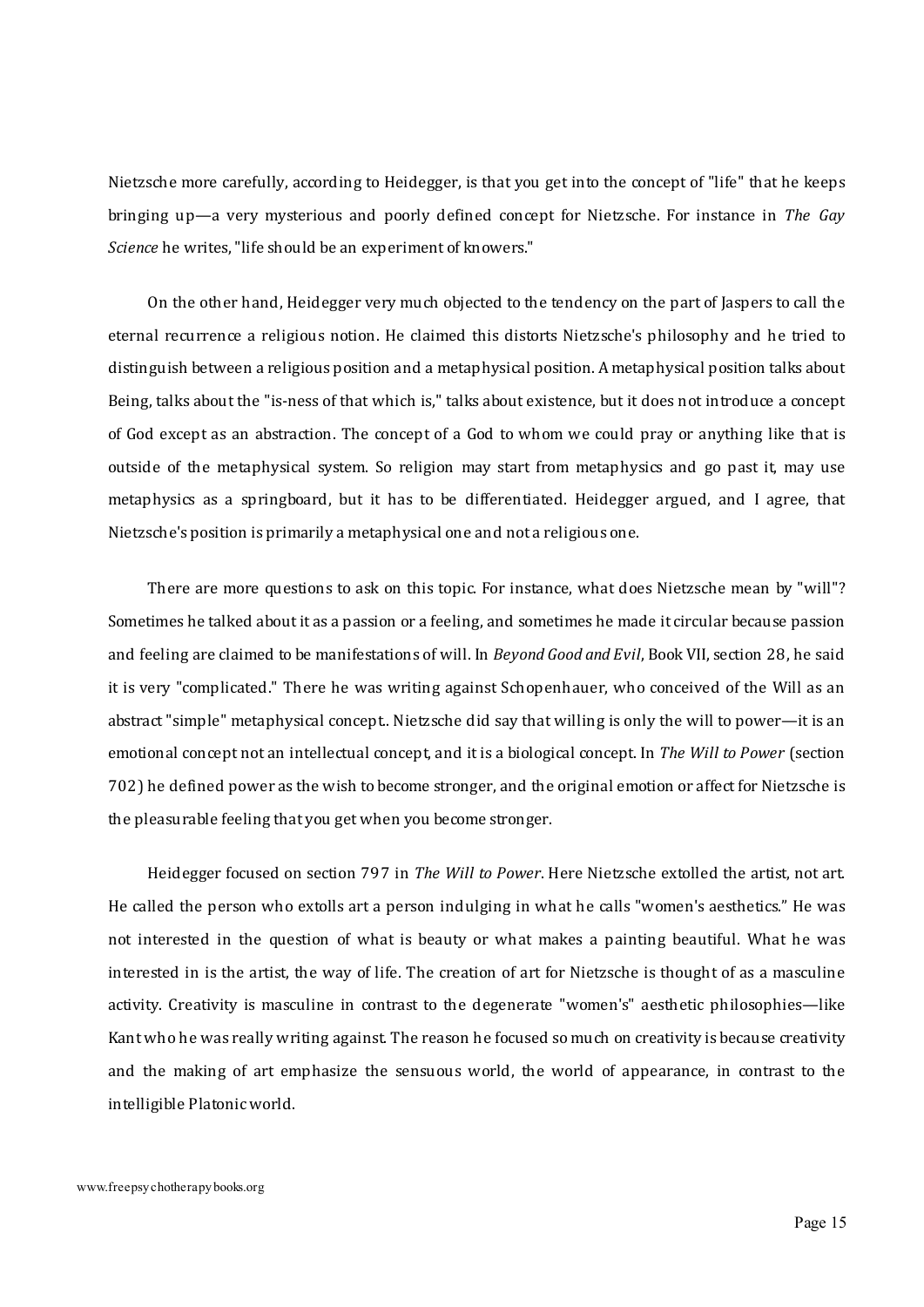Nietzsche more carefully, according to Heidegger, is that you get into the concept of "life" that he keeps bringing up—a very mysterious and poorly defined concept for Nietzsche. For instance in *The Gay Science* he writes, "life should be an experiment of knowers."

On the other hand, Heidegger very much objected to the tendency on the part of Jaspers to call the eternal recurrence a religious notion. He claimed this distorts Nietzsche's philosophy and he tried to distinguish between a religious position and a metaphysical position. A metaphysical position talks about Being, talks about the "is-ness of that which is," talks about existence, but it does not introduce a concept of God except as an abstraction. The concept of a God to whom we could pray or anything like that is outside of the metaphysical system. So religion may start from metaphysics and go past it, may use metaphysics as a springboard, but it has to be differentiated. Heidegger argued, and I agree, that Nietzsche's position is primarily a metaphysical one and not a religious one.

There are more questions to ask on this topic. For instance, what does Nietzsche mean by "will"? Sometimes he talked about it as a passion or a feeling, and sometimes he made it circular because passion and feeling are claimed to be manifestations of will. In *Beyond Good and Evil*, Book VII, section 28, he said it is very "complicated." There he was writing against Schopenhauer, who conceived of the Will as an abstract "simple" metaphysical concept.. Nietzsche did say that willing is only the will to power—it is an emotional concept not an intellectual concept, and it is a biological concept. In *The Will to Power* (section 702) he defined power as the wish to become stronger, and the original emotion or affect for Nietzsche is the pleasurable feeling that you get when you become stronger.

Heidegger focused on section 797 in *The Will to Power*. Here Nietzsche extolled the artist, not art. He called the person who extolls art a person indulging in what he calls "women's aesthetics." He was not interested in the question of what is beauty or what makes a painting beautiful. What he was interested in is the artist, the way of life. The creation of art for Nietzsche is thought of as a masculine activity. Creativity is masculine in contrast to the degenerate "women's" aesthetic philosophies—like Kant who he was really writing against. The reason he focused so much on creativity is because creativity and the making of art emphasize the sensuous world, the world of appearance, in contrast to the intelligible Platonic world.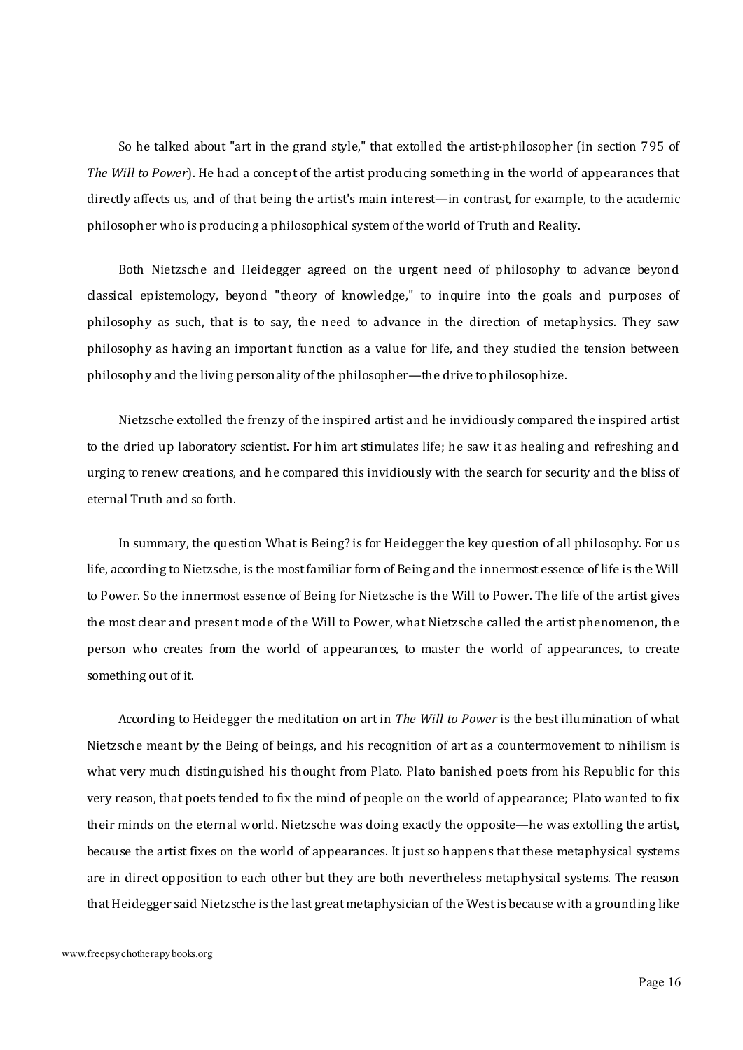So he talked about "art in the grand style," that extolled the artist-philosopher (in section 795 of *The Will to Power*). He had a concept of the artist producing something in the world of appearances that directly affects us, and of that being the artist's main interest—in contrast, for example, to the academic philosopher who is producing a philosophical system of the world of Truth and Reality.

Both Nietzsche and Heidegger agreed on the urgent need of philosophy to advance beyond classical epistemology, beyond "theory of knowledge," to inquire into the goals and purposes of philosophy as such, that is to say, the need to advance in the direction of metaphysics. They saw philosophy as having an important function as a value for life, and they studied the tension between philosophy and the living personality of the philosopher—the drive to philosophize.

Nietzsche extolled the frenzy of the inspired artist and he invidiously compared the inspired artist to the dried up laboratory scientist. For him art stimulates life; he saw it as healing and refreshing and urging to renew creations, and he compared this invidiously with the search for security and the bliss of eternal Truth and so forth.

In summary, the question What is Being? is for Heidegger the key question of all philosophy. For us life, according to Nietzsche, is the most familiar form of Being and the innermost essence of life is the Will to Power. So the innermost essence of Being for Nietzsche is the Will to Power. The life of the artist gives the most clear and present mode of the Will to Power, what Nietzsche called the artist phenomenon, the person who creates from the world of appearances, to master the world of appearances, to create something out of it.

According to Heidegger the meditation on art in *The Will to Power* is the best illumination of what Nietzsche meant by the Being of beings, and his recognition of art as a countermovement to nihilism is what very much distinguished his thought from Plato. Plato banished poets from his Republic for this very reason, that poets tended to fix the mind of people on the world of appearance; Plato wanted to fix their minds on the eternal world. Nietzsche was doing exactly the opposite—he was extolling the artist, because the artist fixes on the world of appearances. It just so happens that these metaphysical systems are in direct opposition to each other but they are both nevertheless metaphysical systems. The reason that Heidegger said Nietzsche is the last great metaphysician of the West is because with a grounding like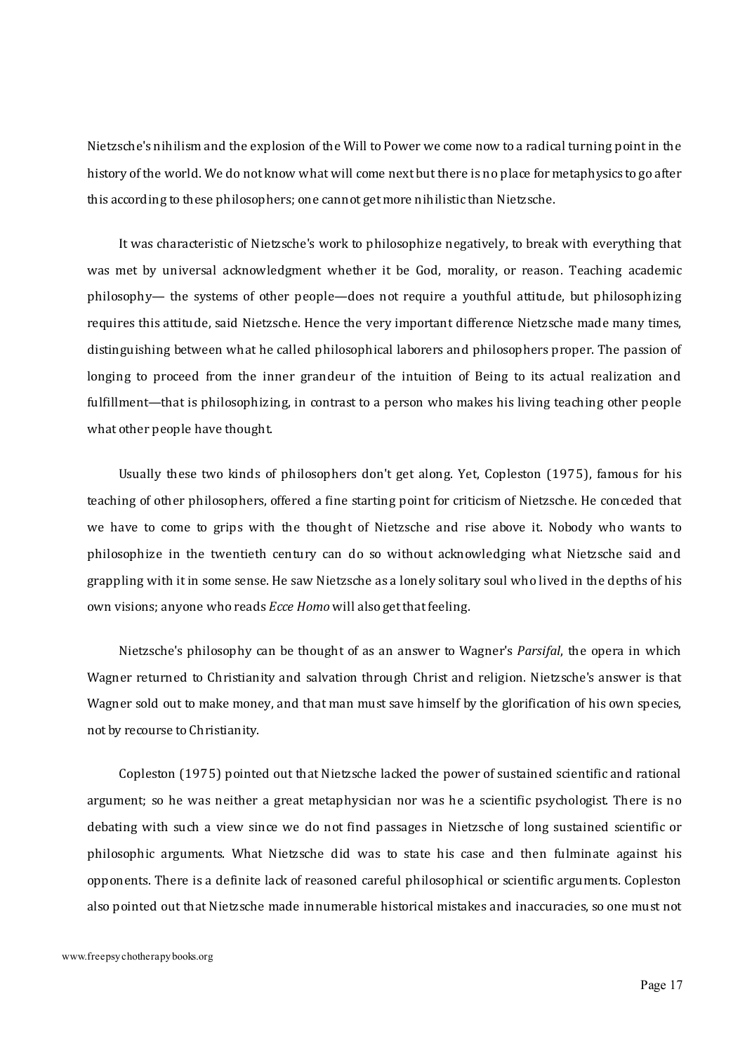Nietzsche's nihilism and the explosion of the Will to Power we come now to a radical turning point in the history of the world. We do not know what will come next but there is no place for metaphysics to go after this according to these philosophers; one cannot get more nihilistic than Nietzsche.

It was characteristic of Nietzsche's work to philosophize negatively, to break with everything that was met by universal acknowledgment whether it be God, morality, or reason. Teaching academic philosophy— the systems of other people—does not require a youthful attitude, but philosophizing requires this attitude, said Nietzsche. Hence the very important difference Nietzsche made many times, distinguishing between what he called philosophical laborers and philosophers proper. The passion of longing to proceed from the inner grandeur of the intuition of Being to its actual realization and fulfillment—that is philosophizing, in contrast to a person who makes his living teaching other people what other people have thought.

Usually these two kinds of philosophers don't get along. Yet, Copleston (1975), famous for his teaching of other philosophers, offered a fine starting point for criticism of Nietzsche. He conceded that we have to come to grips with the thought of Nietzsche and rise above it. Nobody who wants to philosophize in the twentieth century can do so without acknowledging what Nietzsche said and grappling with it in some sense. He saw Nietzsche as a lonely solitary soul who lived in the depths of his own visions; anyone who reads *Ecce Homo* will also get that feeling.

Nietzsche's philosophy can be thought of as an answer to Wagner's *Parsifal*, the opera in which Wagner returned to Christianity and salvation through Christ and religion. Nietzsche's answer is that Wagner sold out to make money, and that man must save himself by the glorification of his own species, not by recourse to Christianity.

Copleston (1975) pointed out that Nietzsche lacked the power of sustained scientific and rational argument; so he was neither a great metaphysician nor was he a scientific psychologist. There is no debating with such a view since we do not find passages in Nietzsche of long sustained scientific or philosophic arguments. What Nietzsche did was to state his case and then fulminate against his opponents. There is a definite lack of reasoned careful philosophical or scientific arguments. Copleston also pointed out that Nietzsche made innumerable historical mistakes and inaccuracies, so one must not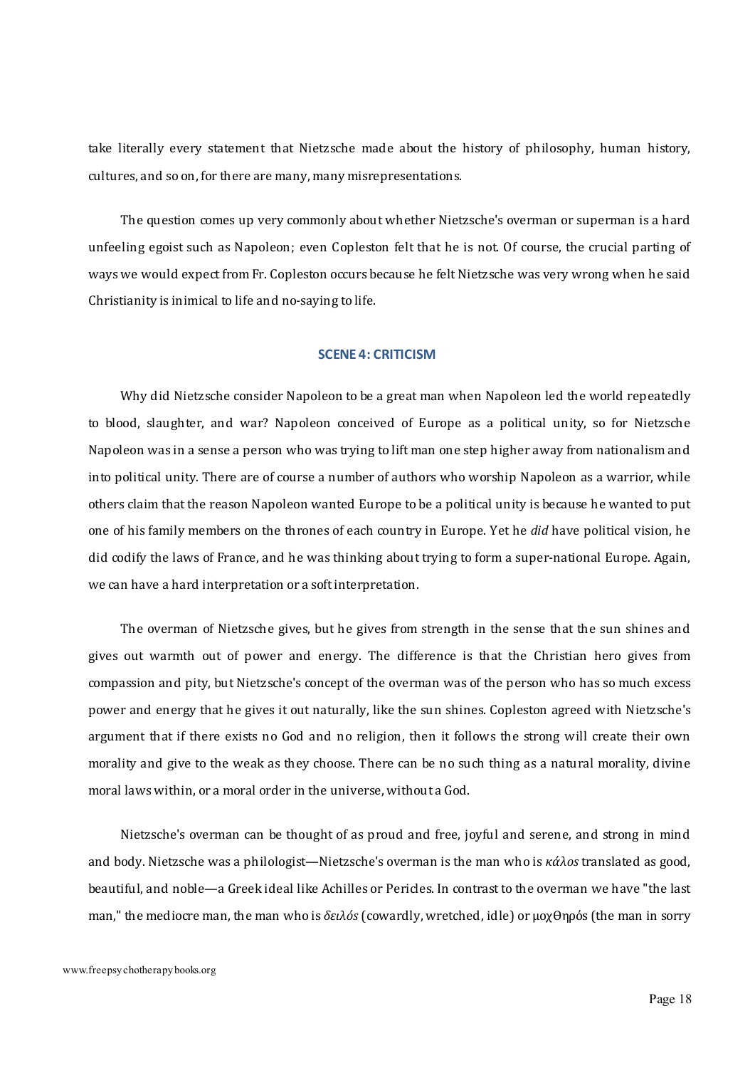take literally every statement that Nietzsche made about the history of philosophy, human history, cultures, and so on, for there are many, many misrepresentations.

The question comes up very commonly about whether Nietzsche's overman or superman is a hard unfeeling egoist such as Napoleon; even Copleston felt that he is not. Of course, the crucial parting of ways we would expect from Fr. Copleston occurs because he felt Nietzsche was very wrong when he said Christianity is inimical to life and no-saying to life.

## SCENE 4: CRITICISM

Why did Nietzsche consider Napoleon to be a great man when Napoleon led the world repeatedly to blood, slaughter, and war? Napoleon conceived of Europe as a political unity, so for Nietzsche Napoleon was in a sense a person who was trying to lift man one step higher away from nationalism and into political unity. There are of course a number of authors who worship Napoleon as a warrior, while others claim that the reason Napoleon wanted Europe to be a political unity is because he wanted to put one of his family members on the thrones of each country in Europe. Yet he *did* have political vision, he did codify the laws of France, and he was thinking about trying to form a super-national Europe. Again, we can have a hard interpretation or a soft interpretation.

The overman of Nietzsche gives, but he gives from strength in the sense that the sun shines and gives out warmth out of power and energy. The difference is that the Christian hero gives from compassion and pity, but Nietzsche's concept of the overman was of the person who has so much excess power and energy that he gives it out naturally, like the sun shines. Copleston agreed with Nietzsche's argument that if there exists no God and no religion, then it follows the strong will create their own morality and give to the weak as they choose. There can be no such thing as a natural morality, divine moral laws within, or a moral order in the universe, without a God.

Nietzsche's overman can be thought of as proud and free, joyful and serene, and strong in mind and body. Nietzsche was a philologist—Nietzsche's overman is the man who is *κάλος* translated as good, beautiful, and noble—a Greek ideal like Achilles or Pericles. In contrast to the overman we have "the last man," the mediocre man, the man who is *δειλός* (cowardly, wretched, idle) or μοχθηρός (the man in sorry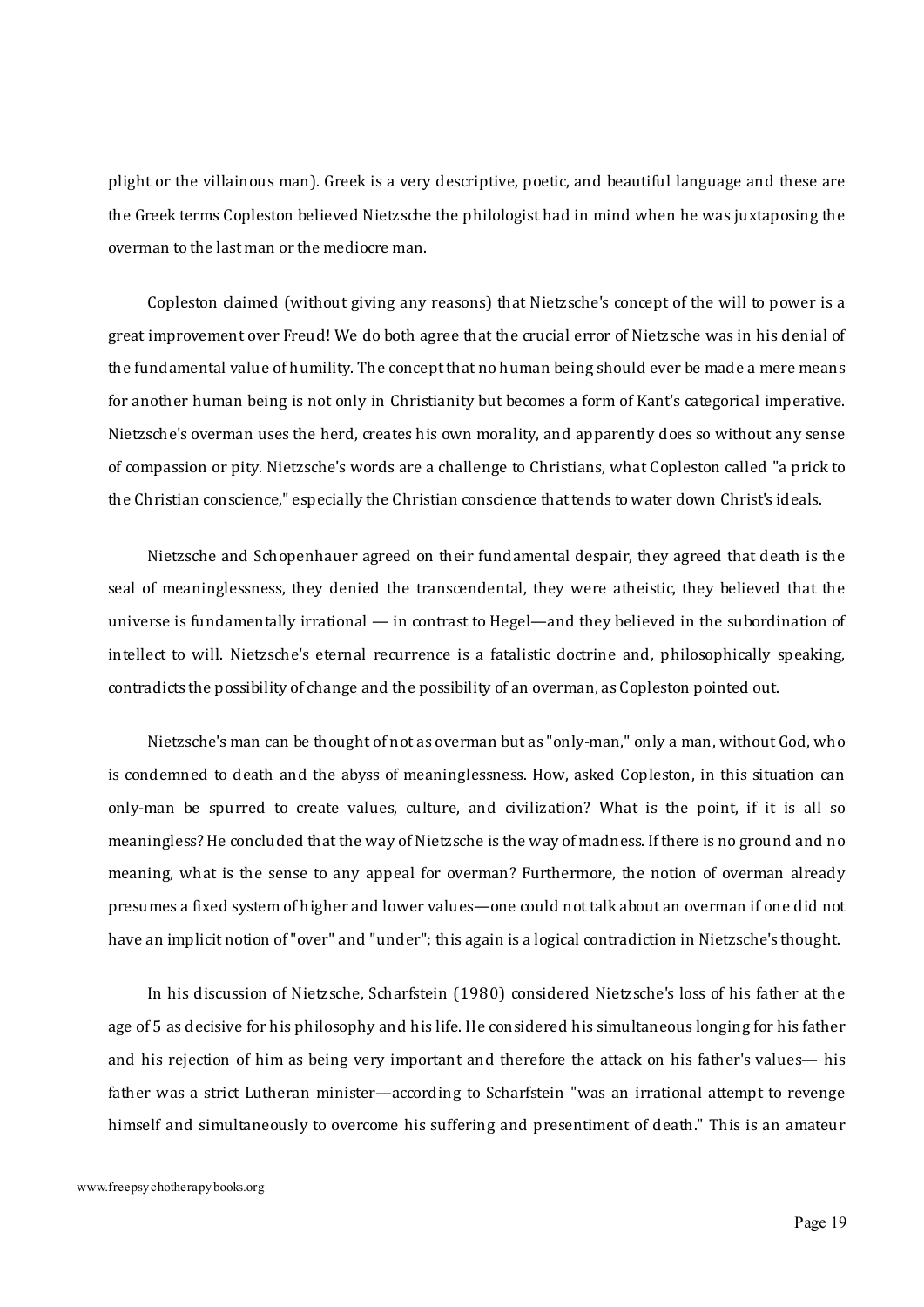plight or the villainous man). Greek is a very descriptive, poetic, and beautiful language and these are the Greek terms Copleston believed Nietzsche the philologist had in mind when he was juxtaposing the overman to the last man or the mediocre man.

Copleston claimed (without giving any reasons) that Nietzsche's concept of the will to power is a great improvement over Freud! We do both agree that the crucial error of Nietzsche was in his denial of the fundamental value of humility. The concept that no human being should ever be made a mere means for another human being is not only in Christianity but becomes a form of Kant's categorical imperative. Nietzsche's overman uses the herd, creates his own morality, and apparently does so without any sense of compassion or pity. Nietzsche's words are a challenge to Christians, what Copleston called "a prick to the Christian conscience," especially the Christian conscience that tends to water down Christ's ideals.

Nietzsche and Schopenhauer agreed on their fundamental despair, they agreed that death is the seal of meaninglessness, they denied the transcendental, they were atheistic, they believed that the universe is fundamentally irrational — in contrast to Hegel—and they believed in the subordination of intellect to will. Nietzsche's eternal recurrence is a fatalistic doctrine and, philosophically speaking, contradicts the possibility of change and the possibility of an overman, as Copleston pointed out.

Nietzsche's man can be thought of not as overman but as "only-man," only a man, without God, who is condemned to death and the abyss of meaninglessness. How, asked Copleston, in this situation can only-man be spurred to create values, culture, and civilization? What is the point, if it is all so meaningless? He concluded that the way of Nietzsche is the way of madness. If there is no ground and no meaning, what is the sense to any appeal for overman? Furthermore, the notion of overman already presumes a fixed system of higher and lower values—one could not talk about an overman if one did not have an implicit notion of "over" and "under"; this again is a logical contradiction in Nietzsche's thought.

In his discussion of Nietzsche, Scharfstein (1980) considered Nietzsche's loss of his father at the age of 5 as decisive for his philosophy and his life. He considered his simultaneous longing for his father and his rejection of him as being very important and therefore the attack on his father's values— his father was a strict Lutheran minister—according to Scharfstein "was an irrational attempt to revenge himself and simultaneously to overcome his suffering and presentiment of death." This is an amateur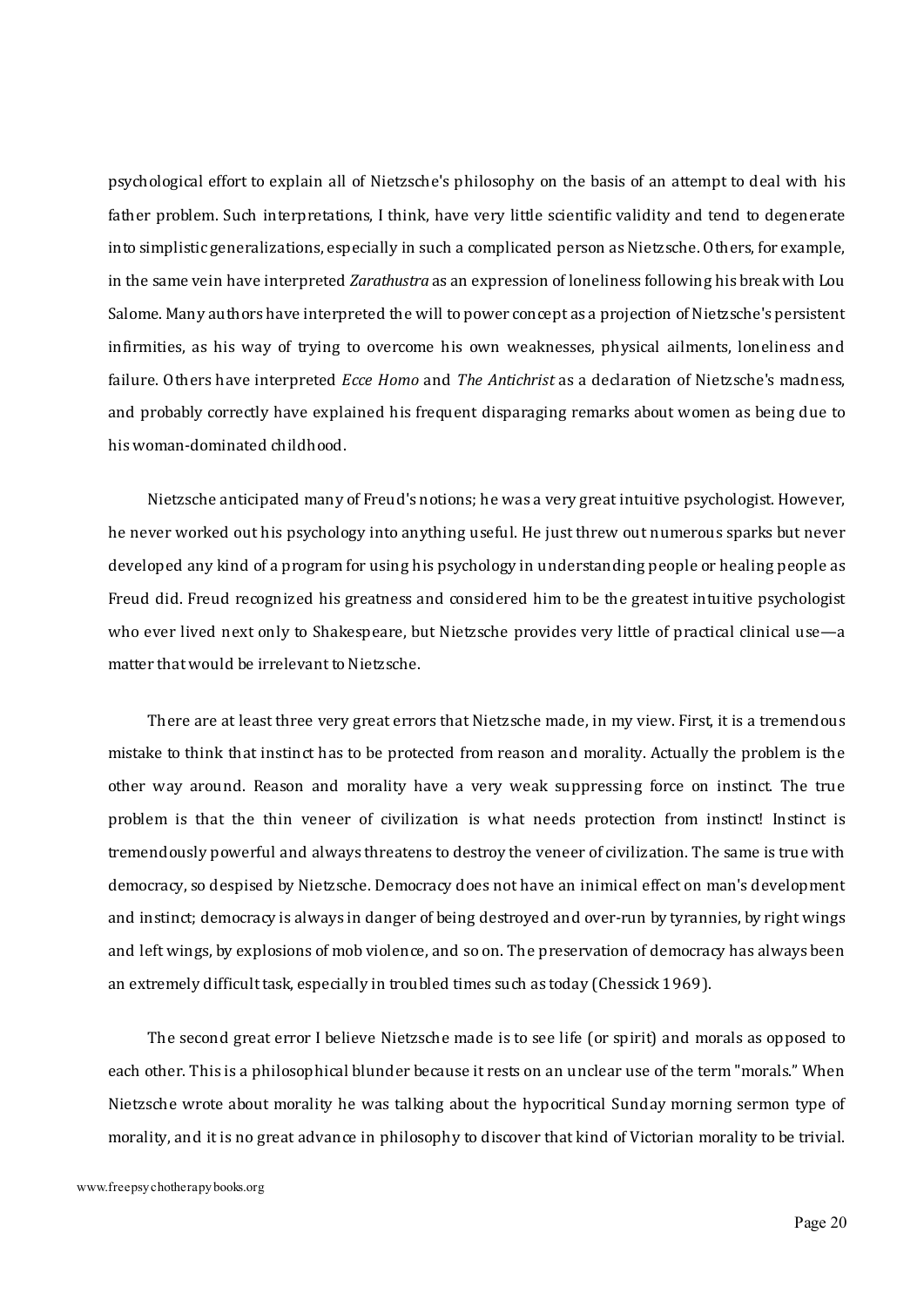psychological effort to explain all of Nietzsche's philosophy on the basis of an attempt to deal with his father problem. Such interpretations, I think, have very little scientific validity and tend to degenerate into simplistic generalizations, especially in such a complicated person as Nietzsche. Others, for example, in the same vein have interpreted *Zarathustra* as an expression of loneliness following his break with Lou Salome. Many authors have interpreted the will to power concept as a projection of Nietzsche's persistent infirmities, as his way of trying to overcome his own weaknesses, physical ailments, loneliness and failure. Others have interpreted *Ecce Homo* and *The Antichrist* as a declaration of Nietzsche's madness, and probably correctly have explained his frequent disparaging remarks about women as being due to his woman-dominated childhood.

Nietzsche anticipated many of Freud's notions; he was a very great intuitive psychologist. However, he never worked out his psychology into anything useful. He just threw out numerous sparks but never developed any kind of a program for using his psychology in understanding people or healing people as Freud did. Freud recognized his greatness and considered him to be the greatest intuitive psychologist who ever lived next only to Shakespeare, but Nietzsche provides very little of practical clinical use—a matter that would be irrelevant to Nietzsche.

There are at least three very great errors that Nietzsche made, in my view. First, it is a tremendous mistake to think that instinct has to be protected from reason and morality. Actually the problem is the other way around. Reason and morality have a very weak suppressing force on instinct. The true problem is that the thin veneer of civilization is what needs protection from instinct! Instinct is tremendously powerful and always threatens to destroy the veneer of civilization. The same is true with democracy, so despised by Nietzsche. Democracy does not have an inimical effect on man's development and instinct; democracy is always in danger of being destroyed and over-run by tyrannies, by right wings and left wings, by explosions of mob violence, and so on. The preservation of democracy has always been an extremely difficult task, especially in troubled times such as today (Chessick 1969).

The second great error I believe Nietzsche made is to see life (or spirit) and morals as opposed to each other. This is a philosophical blunder because it rests on an unclear use of the term "morals." When Nietzsche wrote about morality he was talking about the hypocritical Sunday morning sermon type of morality, and it is no great advance in philosophy to discover that kind of Victorian morality to be trivial.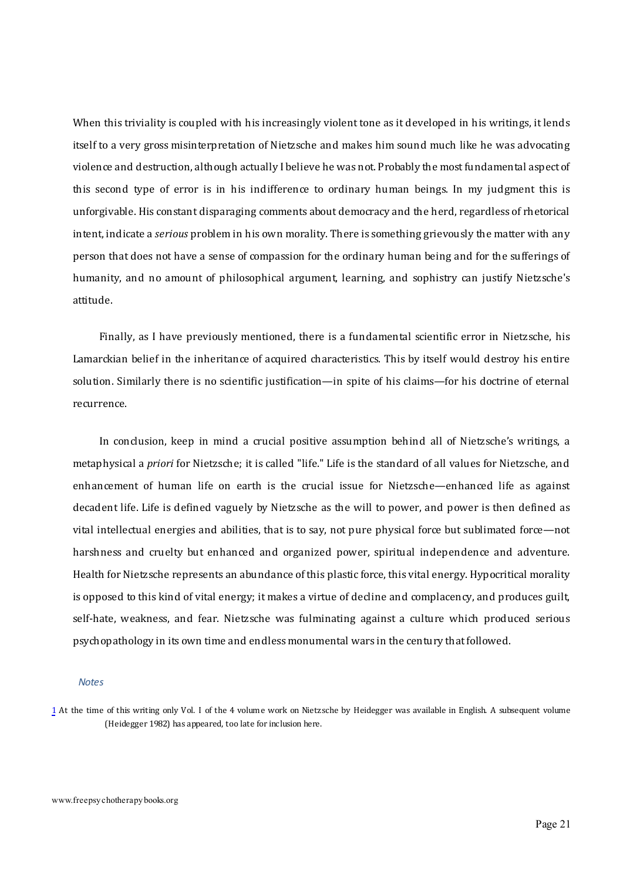When this triviality is coupled with his increasingly violent tone as it developed in his writings, it lends itself to a very gross misinterpretation of Nietzsche and makes him sound much like he was advocating violence and destruction, although actually I believe he was not. Probably the most fundamental aspect of this second type of error is in his indifference to ordinary human beings. In my judgment this is unforgivable. His constant disparaging comments about democracy and the herd, regardless of rhetorical intent, indicate a *serious* problem in his own morality. There is something grievously the matter with any person that does not have a sense of compassion for the ordinary human being and for the sufferings of humanity, and no amount of philosophical argument, learning, and sophistry can justify Nietzsche's attitude.

Finally, as I have previously mentioned, there is a fundamental scientific error in Nietzsche, his Lamarckian belief in the inheritance of acquired characteristics. This by itself would destroy his entire solution. Similarly there is no scientific justification—in spite of his claims—for his doctrine of eternal recurrence.

In conclusion, keep in mind a crucial positive assumption behind all of Nietzsche's writings, a metaphysical a *priori* for Nietzsche; it is called "life." Life is the standard of all values for Nietzsche, and enhancement of human life on earth is the crucial issue for Nietzsche—enhanced life as against decadent life. Life is defined vaguely by Nietzsche as the will to power, and power is then defined as vital intellectual energies and abilities, that is to say, not pure physical force but sublimated force—not harshness and cruelty but enhanced and organized power, spiritual independence and adventure. Health for Nietzsche represents an abundance of this plastic force, this vital energy. Hypocritical morality is opposed to this kind of vital energy; it makes a virtue of decline and complacency, and produces guilt, self-hate, weakness, and fear. Nietzsche was fulminating against a culture which produced serious psychopathology in its own time and endless monumental wars in the century that followed.

*Notes*

[1] At the time of this writing only Vol. I of the 4 volume work on Nietzsche by Heidegger was available in English. A subsequent volume (Heidegger 1982) has appeared, too late for inclusion here.